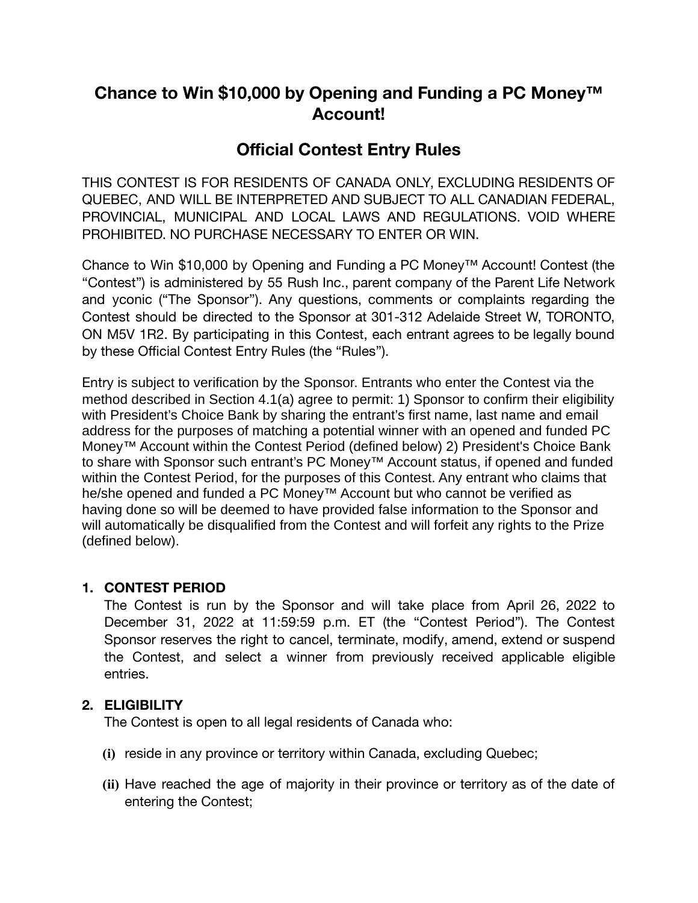# Chance to Win $10,000 by Opening and Funding a PC Money™ Account!

# Official Contest Entry Rules

THIS CONTEST IS FOR RESIDENTS OF CANADA ONLY, EXCLUDING RESIDENTS OF QUEBEC, AND WILL BE INTERPRETED AND SUBJECT TO ALL CANADIAN FEDERAL, PROVINCIAL, MUNICIPAL AND LOCAL LAWS AND REGULATIONS. VOID WHERE PROHIBITED. NO PURCHASE NECESSARY TO ENTER OR WIN.

Chance to Win $10,000 by Opening and Funding a PC Money™ Account! Contest (the "Contest") is administered by 55 Rush Inc., parent company of the Parent Life Network and yconic ("The Sponsor"). Any questions, comments or complaints regarding the Contest should be directed to the Sponsor at 301-312 Adelaide Street W, TORONTO, ON M5V 1R2. By participating in this Contest, each entrant agrees to be legally bound by these Official Contest Entry Rules (the "Rules").

Entry is subject to verification by the Sponsor. Entrants who enter the Contest via the method described in Section 4.1(a) agree to permit: 1) Sponsor to confirm their eligibility with President's Choice Bank by sharing the entrant's first name, last name and email address for the purposes of matching a potential winner with an opened and funded PC Money™ Account within the Contest Period (defined below) 2) President's Choice Bank to share with Sponsor such entrant's PC Money™ Account status, if opened and funded within the Contest Period, for the purposes of this Contest. Any entrant who claims that he/she opened and funded a PC Money™ Account but who cannot be verified as having done so will be deemed to have provided false information to the Sponsor and will automatically be disqualified from the Contest and will forfeit any rights to the Prize (defined below).

1. **CONTEST PERIOD**

   The Contest is run by the Sponsor and will take place from April 26, 2022 to December 31, 2022 at 11:59:59 p.m. ET (the "Contest Period"). The Contest Sponsor reserves the right to cancel, terminate, modify, amend, extend or suspend the Contest, and select a winner from previously received applicable eligible entries.

2. **ELIGIBILITY**

   The Contest is open to all legal residents of Canada who:

   **(i)** reside in any province or territory within Canada, excluding Quebec;

   **(ii)** Have reached the age of majority in their province or territory as of the date of entering the Contest;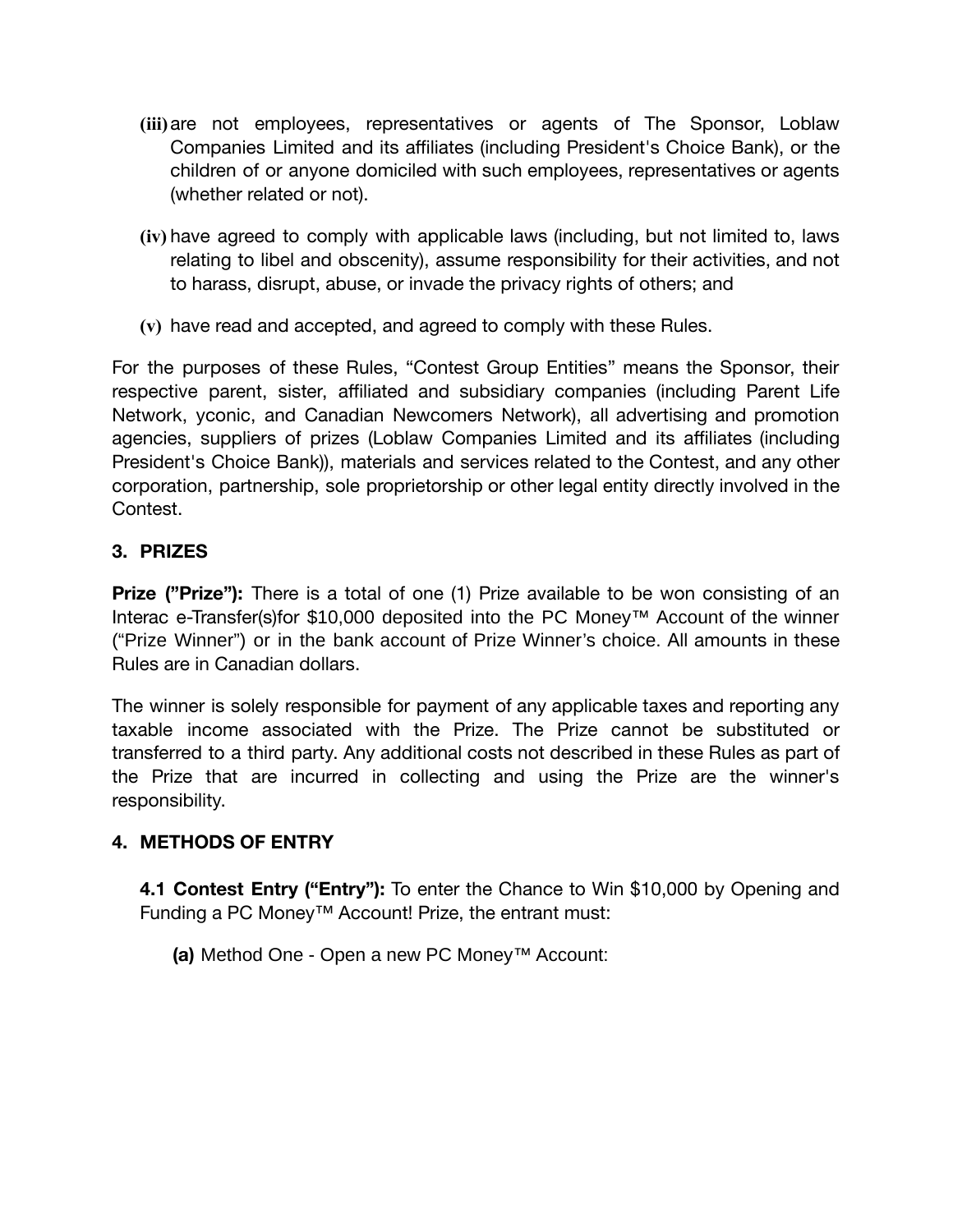(iii) are not employees, representatives or agents of The Sponsor, Loblaw Companies Limited and its affiliates (including President's Choice Bank), or the children of or anyone domiciled with such employees, representatives or agents (whether related or not).

(iv) have agreed to comply with applicable laws (including, but not limited to, laws relating to libel and obscenity), assume responsibility for their activities, and not to harass, disrupt, abuse, or invade the privacy rights of others; and

(v) have read and accepted, and agreed to comply with these Rules.

For the purposes of these Rules, "Contest Group Entities" means the Sponsor, their respective parent, sister, affiliated and subsidiary companies (including Parent Life Network, yconic, and Canadian Newcomers Network), all advertising and promotion agencies, suppliers of prizes (Loblaw Companies Limited and its affiliates (including President's Choice Bank)), materials and services related to the Contest, and any other corporation, partnership, sole proprietorship or other legal entity directly involved in the Contest.

## 3. PRIZES

**Prize ("Prize"):** There is a total of one (1) Prize available to be won consisting of an Interac e-Transfer(s)for $10,000 deposited into the PC Money™ Account of the winner ("Prize Winner") or in the bank account of Prize Winner's choice. All amounts in these Rules are in Canadian dollars.

The winner is solely responsible for payment of any applicable taxes and reporting any taxable income associated with the Prize. The Prize cannot be substituted or transferred to a third party. Any additional costs not described in these Rules as part of the Prize that are incurred in collecting and using the Prize are the winner's responsibility.

## 4. METHODS OF ENTRY

**4.1 Contest Entry ("Entry"):** To enter the Chance to Win $10,000 by Opening and Funding a PC Money™ Account! Prize, the entrant must:

**(a)** Method One - Open a new PC Money™ Account: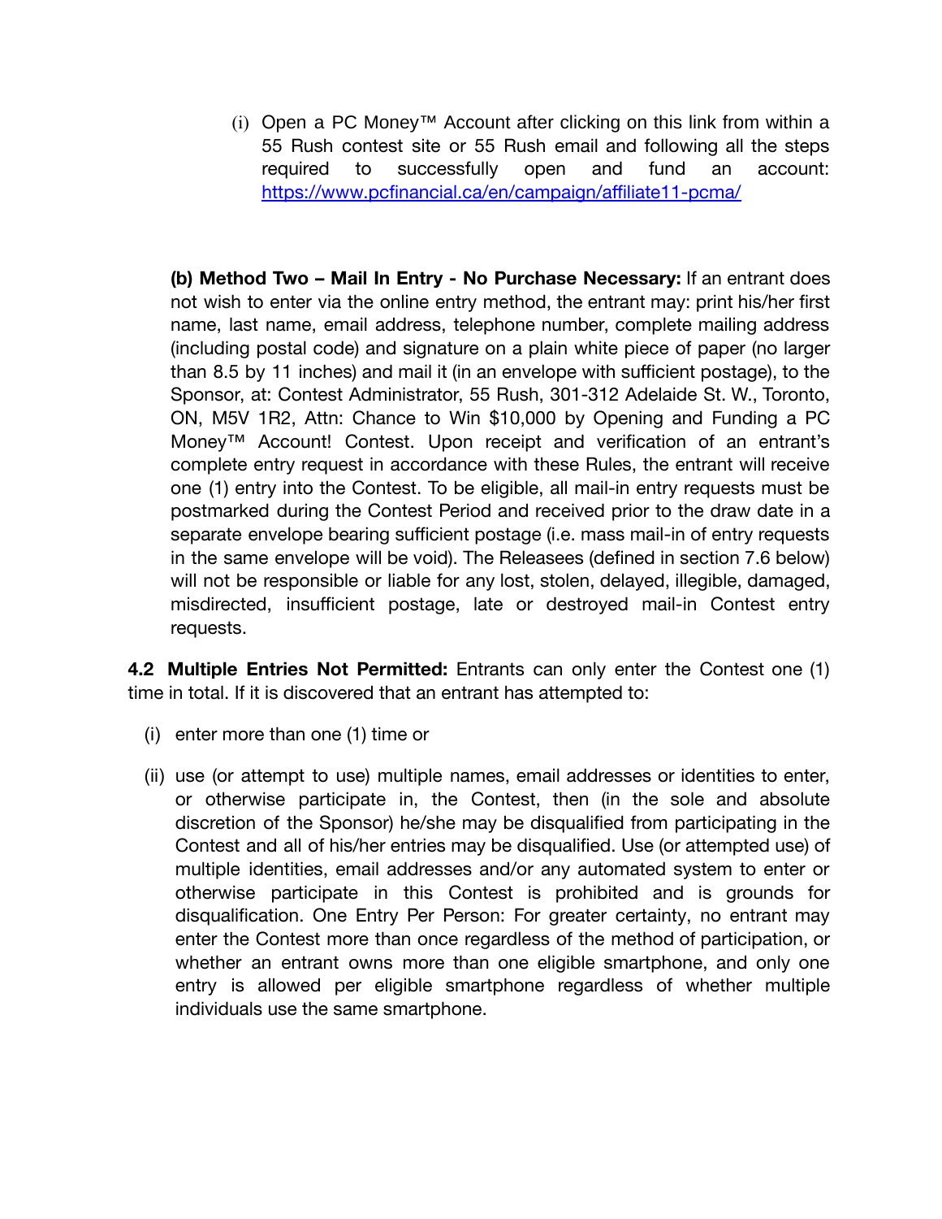(i) Open a PC Money™ Account after clicking on this link from within a 55 Rush contest site or 55 Rush email and following all the steps required to successfully open and fund an account: [https://www.pcfinancial.ca/en/campaign/affiliate11-pcma/](https://www.pcfinancial.ca/en/campaign/affiliate11-pcma/)

**(b) Method Two – Mail In Entry - No Purchase Necessary:** If an entrant does not wish to enter via the online entry method, the entrant may: print his/her first name, last name, email address, telephone number, complete mailing address (including postal code) and signature on a plain white piece of paper (no larger than 8.5 by 11 inches) and mail it (in an envelope with sufficient postage), to the Sponsor, at: Contest Administrator, 55 Rush, 301-312 Adelaide St. W., Toronto, ON, M5V 1R2, Attn: Chance to Win $10,000 by Opening and Funding a PC Money™ Account! Contest. Upon receipt and verification of an entrant's complete entry request in accordance with these Rules, the entrant will receive one (1) entry into the Contest. To be eligible, all mail-in entry requests must be postmarked during the Contest Period and received prior to the draw date in a separate envelope bearing sufficient postage (i.e. mass mail-in of entry requests in the same envelope will be void). The Releasees (defined in section 7.6 below) will not be responsible or liable for any lost, stolen, delayed, illegible, damaged, misdirected, insufficient postage, late or destroyed mail-in Contest entry requests.

**4.2 Multiple Entries Not Permitted:** Entrants can only enter the Contest one (1) time in total. If it is discovered that an entrant has attempted to:

(i) enter more than one (1) time or

(ii) use (or attempt to use) multiple names, email addresses or identities to enter, or otherwise participate in, the Contest, then (in the sole and absolute discretion of the Sponsor) he/she may be disqualified from participating in the Contest and all of his/her entries may be disqualified. Use (or attempted use) of multiple identities, email addresses and/or any automated system to enter or otherwise participate in this Contest is prohibited and is grounds for disqualification. One Entry Per Person: For greater certainty, no entrant may enter the Contest more than once regardless of the method of participation, or whether an entrant owns more than one eligible smartphone, and only one entry is allowed per eligible smartphone regardless of whether multiple individuals use the same smartphone.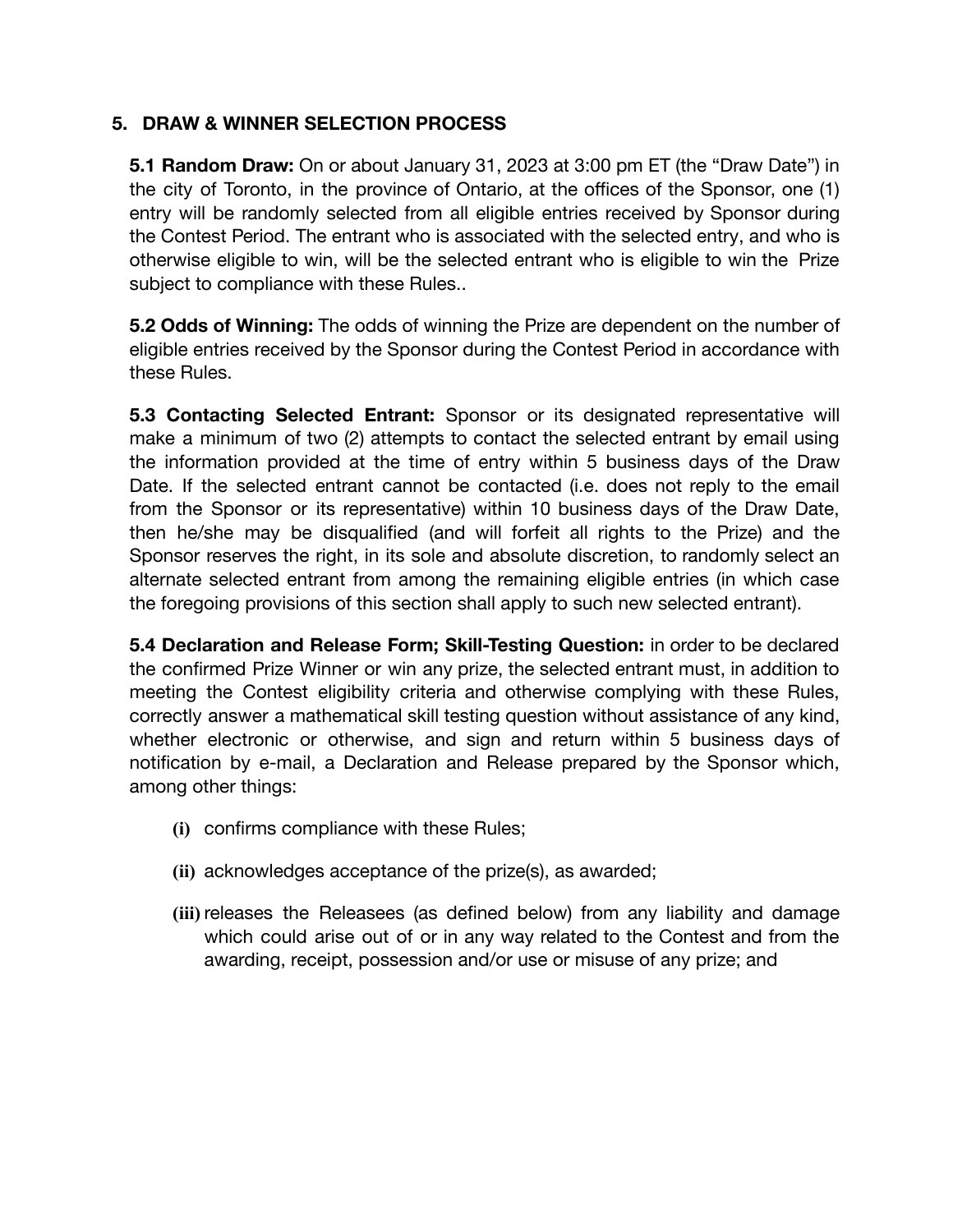## 5. DRAW & WINNER SELECTION PROCESS

**5.1 Random Draw:** On or about January 31, 2023 at 3:00 pm ET (the "Draw Date") in the city of Toronto, in the province of Ontario, at the offices of the Sponsor, one (1) entry will be randomly selected from all eligible entries received by Sponsor during the Contest Period. The entrant who is associated with the selected entry, and who is otherwise eligible to win, will be the selected entrant who is eligible to win the Prize subject to compliance with these Rules..

**5.2 Odds of Winning:** The odds of winning the Prize are dependent on the number of eligible entries received by the Sponsor during the Contest Period in accordance with these Rules.

**5.3 Contacting Selected Entrant:** Sponsor or its designated representative will make a minimum of two (2) attempts to contact the selected entrant by email using the information provided at the time of entry within 5 business days of the Draw Date. If the selected entrant cannot be contacted (i.e. does not reply to the email from the Sponsor or its representative) within 10 business days of the Draw Date, then he/she may be disqualified (and will forfeit all rights to the Prize) and the Sponsor reserves the right, in its sole and absolute discretion, to randomly select an alternate selected entrant from among the remaining eligible entries (in which case the foregoing provisions of this section shall apply to such new selected entrant).

**5.4 Declaration and Release Form; Skill-Testing Question:** in order to be declared the confirmed Prize Winner or win any prize, the selected entrant must, in addition to meeting the Contest eligibility criteria and otherwise complying with these Rules, correctly answer a mathematical skill testing question without assistance of any kind, whether electronic or otherwise, and sign and return within 5 business days of notification by e-mail, a Declaration and Release prepared by the Sponsor which, among other things:

- **(i)** confirms compliance with these Rules;
- **(ii)** acknowledges acceptance of the prize(s), as awarded;
- **(iii)** releases the Releasees (as defined below) from any liability and damage which could arise out of or in any way related to the Contest and from the awarding, receipt, possession and/or use or misuse of any prize; and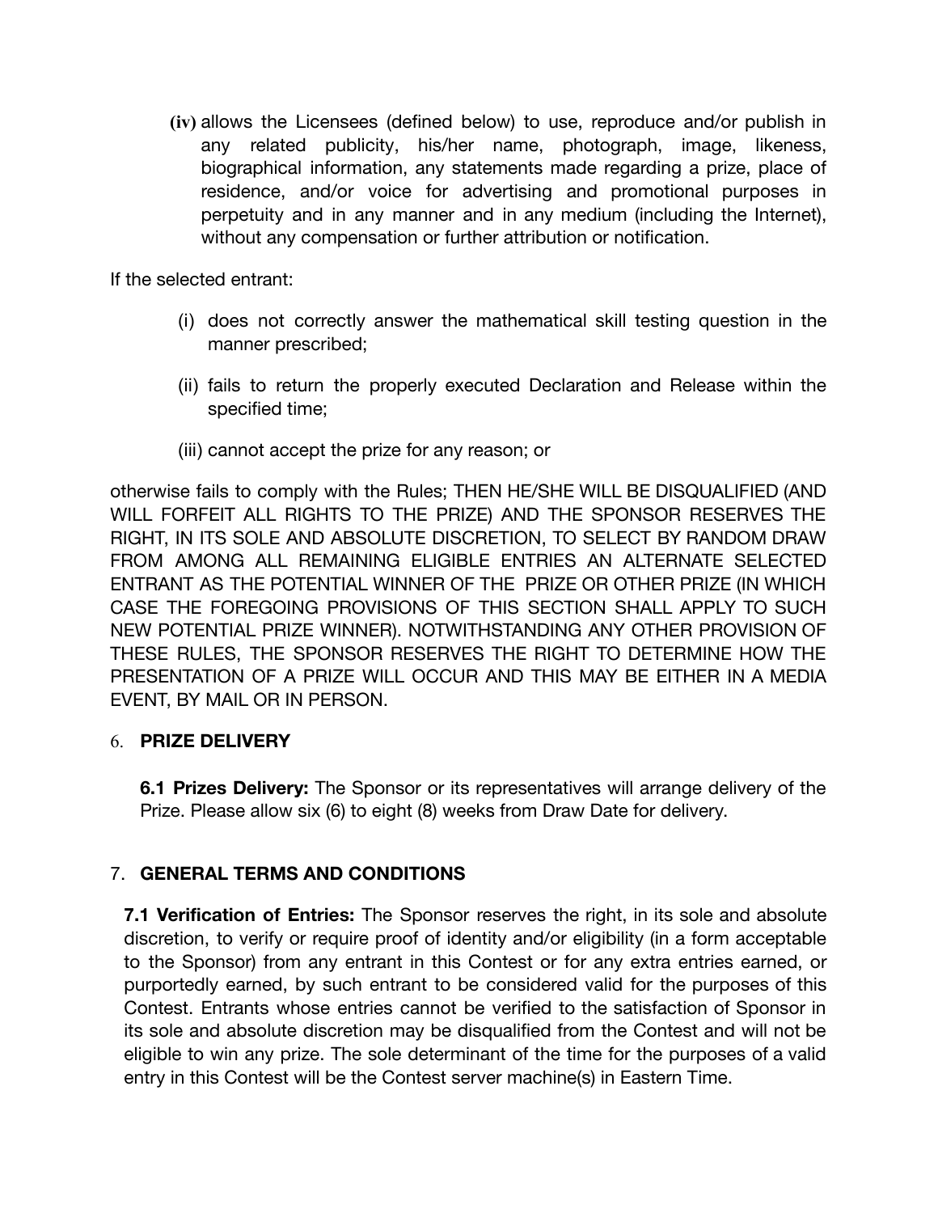(iv) allows the Licensees (defined below) to use, reproduce and/or publish in any related publicity, his/her name, photograph, image, likeness, biographical information, any statements made regarding a prize, place of residence, and/or voice for advertising and promotional purposes in perpetuity and in any manner and in any medium (including the Internet), without any compensation or further attribution or notification.

If the selected entrant:

(i) does not correctly answer the mathematical skill testing question in the manner prescribed;

(ii) fails to return the properly executed Declaration and Release within the specified time;

(iii) cannot accept the prize for any reason; or

otherwise fails to comply with the Rules; THEN HE/SHE WILL BE DISQUALIFIED (AND WILL FORFEIT ALL RIGHTS TO THE PRIZE) AND THE SPONSOR RESERVES THE RIGHT, IN ITS SOLE AND ABSOLUTE DISCRETION, TO SELECT BY RANDOM DRAW FROM AMONG ALL REMAINING ELIGIBLE ENTRIES AN ALTERNATE SELECTED ENTRANT AS THE POTENTIAL WINNER OF THE PRIZE OR OTHER PRIZE (IN WHICH CASE THE FOREGOING PROVISIONS OF THIS SECTION SHALL APPLY TO SUCH NEW POTENTIAL PRIZE WINNER). NOTWITHSTANDING ANY OTHER PROVISION OF THESE RULES, THE SPONSOR RESERVES THE RIGHT TO DETERMINE HOW THE PRESENTATION OF A PRIZE WILL OCCUR AND THIS MAY BE EITHER IN A MEDIA EVENT, BY MAIL OR IN PERSON.

## 6. PRIZE DELIVERY

**6.1 Prizes Delivery:** The Sponsor or its representatives will arrange delivery of the Prize. Please allow six (6) to eight (8) weeks from Draw Date for delivery.

## 7. GENERAL TERMS AND CONDITIONS

**7.1 Verification of Entries:** The Sponsor reserves the right, in its sole and absolute discretion, to verify or require proof of identity and/or eligibility (in a form acceptable to the Sponsor) from any entrant in this Contest or for any extra entries earned, or purportedly earned, by such entrant to be considered valid for the purposes of this Contest. Entrants whose entries cannot be verified to the satisfaction of Sponsor in its sole and absolute discretion may be disqualified from the Contest and will not be eligible to win any prize. The sole determinant of the time for the purposes of a valid entry in this Contest will be the Contest server machine(s) in Eastern Time.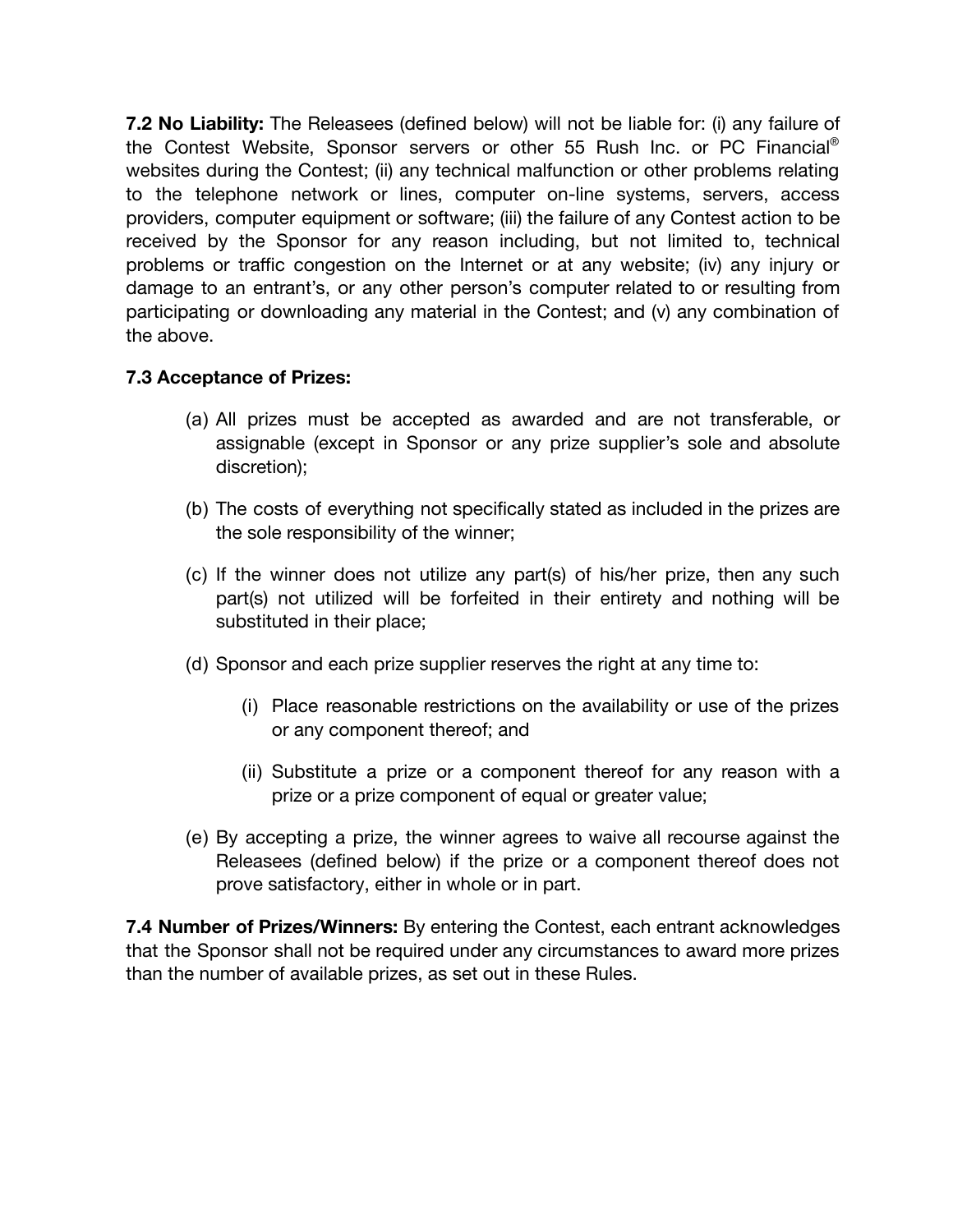**7.2 No Liability:** The Releasees (defined below) will not be liable for: (i) any failure of the Contest Website, Sponsor servers or other 55 Rush Inc. or PC Financial® websites during the Contest; (ii) any technical malfunction or other problems relating to the telephone network or lines, computer on-line systems, servers, access providers, computer equipment or software; (iii) the failure of any Contest action to be received by the Sponsor for any reason including, but not limited to, technical problems or traffic congestion on the Internet or at any website; (iv) any injury or damage to an entrant's, or any other person's computer related to or resulting from participating or downloading any material in the Contest; and (v) any combination of the above.

**7.3 Acceptance of Prizes:**

(a) All prizes must be accepted as awarded and are not transferable, or assignable (except in Sponsor or any prize supplier's sole and absolute discretion);

(b) The costs of everything not specifically stated as included in the prizes are the sole responsibility of the winner;

(c) If the winner does not utilize any part(s) of his/her prize, then any such part(s) not utilized will be forfeited in their entirety and nothing will be substituted in their place;

(d) Sponsor and each prize supplier reserves the right at any time to:

   (i) Place reasonable restrictions on the availability or use of the prizes or any component thereof; and

   (ii) Substitute a prize or a component thereof for any reason with a prize or a prize component of equal or greater value;

(e) By accepting a prize, the winner agrees to waive all recourse against the Releasees (defined below) if the prize or a component thereof does not prove satisfactory, either in whole or in part.

**7.4 Number of Prizes/Winners:** By entering the Contest, each entrant acknowledges that the Sponsor shall not be required under any circumstances to award more prizes than the number of available prizes, as set out in these Rules.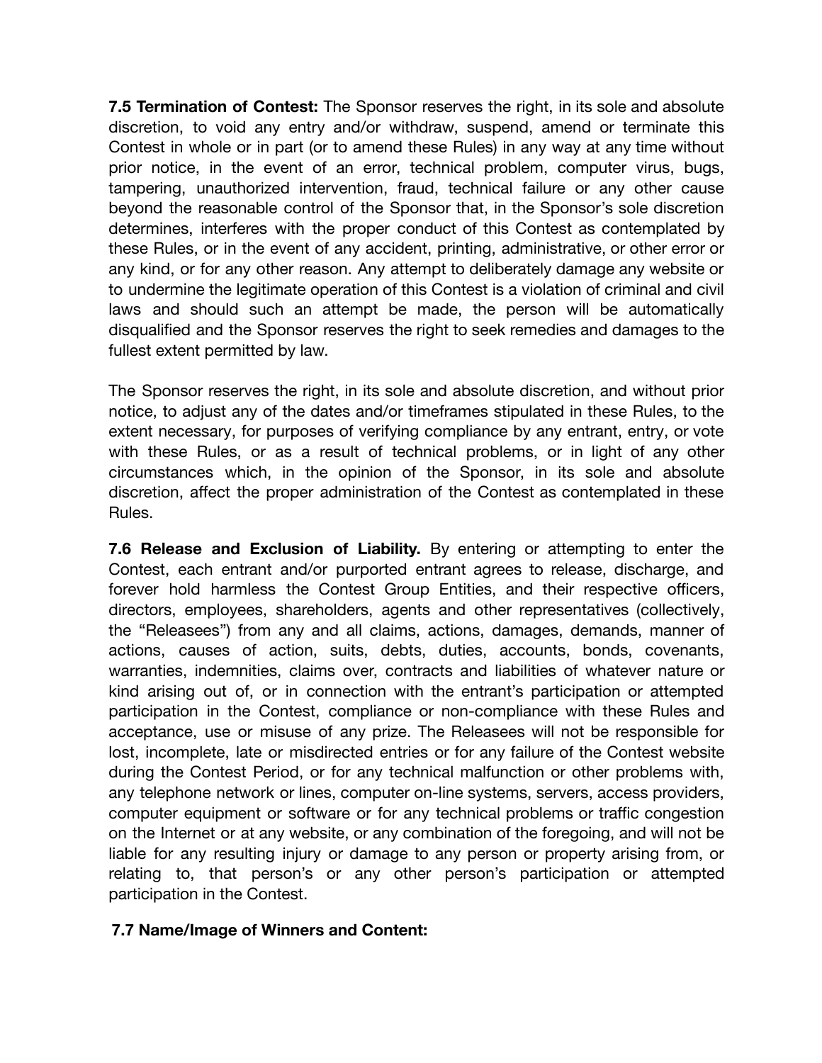**7.5 Termination of Contest:** The Sponsor reserves the right, in its sole and absolute discretion, to void any entry and/or withdraw, suspend, amend or terminate this Contest in whole or in part (or to amend these Rules) in any way at any time without prior notice, in the event of an error, technical problem, computer virus, bugs, tampering, unauthorized intervention, fraud, technical failure or any other cause beyond the reasonable control of the Sponsor that, in the Sponsor's sole discretion determines, interferes with the proper conduct of this Contest as contemplated by these Rules, or in the event of any accident, printing, administrative, or other error or any kind, or for any other reason. Any attempt to deliberately damage any website or to undermine the legitimate operation of this Contest is a violation of criminal and civil laws and should such an attempt be made, the person will be automatically disqualified and the Sponsor reserves the right to seek remedies and damages to the fullest extent permitted by law.

The Sponsor reserves the right, in its sole and absolute discretion, and without prior notice, to adjust any of the dates and/or timeframes stipulated in these Rules, to the extent necessary, for purposes of verifying compliance by any entrant, entry, or vote with these Rules, or as a result of technical problems, or in light of any other circumstances which, in the opinion of the Sponsor, in its sole and absolute discretion, affect the proper administration of the Contest as contemplated in these Rules.

**7.6 Release and Exclusion of Liability.** By entering or attempting to enter the Contest, each entrant and/or purported entrant agrees to release, discharge, and forever hold harmless the Contest Group Entities, and their respective officers, directors, employees, shareholders, agents and other representatives (collectively, the "Releasees") from any and all claims, actions, damages, demands, manner of actions, causes of action, suits, debts, duties, accounts, bonds, covenants, warranties, indemnities, claims over, contracts and liabilities of whatever nature or kind arising out of, or in connection with the entrant's participation or attempted participation in the Contest, compliance or non-compliance with these Rules and acceptance, use or misuse of any prize. The Releasees will not be responsible for lost, incomplete, late or misdirected entries or for any failure of the Contest website during the Contest Period, or for any technical malfunction or other problems with, any telephone network or lines, computer on-line systems, servers, access providers, computer equipment or software or for any technical problems or traffic congestion on the Internet or at any website, or any combination of the foregoing, and will not be liable for any resulting injury or damage to any person or property arising from, or relating to, that person's or any other person's participation or attempted participation in the Contest.

**7.7 Name/Image of Winners and Content:**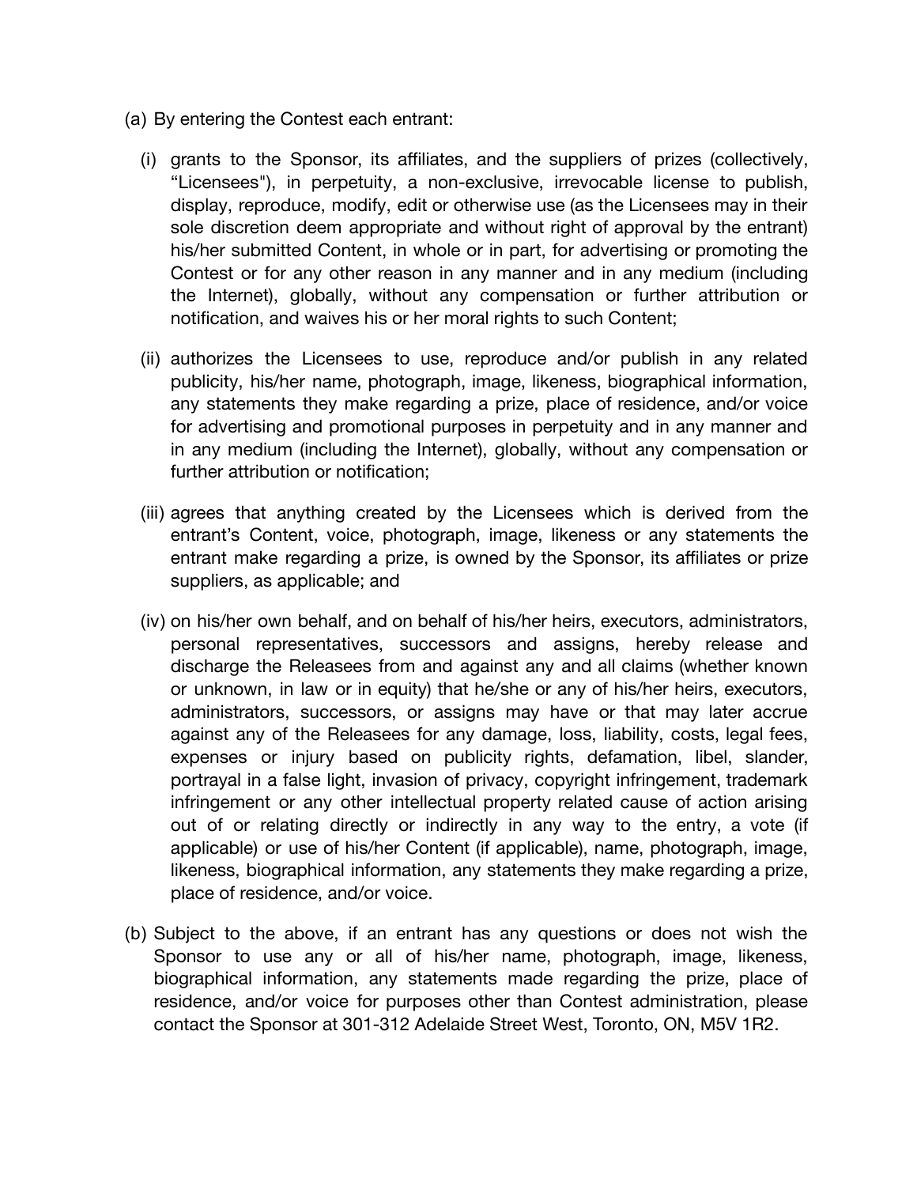(a) By entering the Contest each entrant:

(i) grants to the Sponsor, its affiliates, and the suppliers of prizes (collectively, "Licensees"), in perpetuity, a non-exclusive, irrevocable license to publish, display, reproduce, modify, edit or otherwise use (as the Licensees may in their sole discretion deem appropriate and without right of approval by the entrant) his/her submitted Content, in whole or in part, for advertising or promoting the Contest or for any other reason in any manner and in any medium (including the Internet), globally, without any compensation or further attribution or notification, and waives his or her moral rights to such Content;

(ii) authorizes the Licensees to use, reproduce and/or publish in any related publicity, his/her name, photograph, image, likeness, biographical information, any statements they make regarding a prize, place of residence, and/or voice for advertising and promotional purposes in perpetuity and in any manner and in any medium (including the Internet), globally, without any compensation or further attribution or notification;

(iii) agrees that anything created by the Licensees which is derived from the entrant's Content, voice, photograph, image, likeness or any statements the entrant make regarding a prize, is owned by the Sponsor, its affiliates or prize suppliers, as applicable; and

(iv) on his/her own behalf, and on behalf of his/her heirs, executors, administrators, personal representatives, successors and assigns, hereby release and discharge the Releasees from and against any and all claims (whether known or unknown, in law or in equity) that he/she or any of his/her heirs, executors, administrators, successors, or assigns may have or that may later accrue against any of the Releasees for any damage, loss, liability, costs, legal fees, expenses or injury based on publicity rights, defamation, libel, slander, portrayal in a false light, invasion of privacy, copyright infringement, trademark infringement or any other intellectual property related cause of action arising out of or relating directly or indirectly in any way to the entry, a vote (if applicable) or use of his/her Content (if applicable), name, photograph, image, likeness, biographical information, any statements they make regarding a prize, place of residence, and/or voice.

(b) Subject to the above, if an entrant has any questions or does not wish the Sponsor to use any or all of his/her name, photograph, image, likeness, biographical information, any statements made regarding the prize, place of residence, and/or voice for purposes other than Contest administration, please contact the Sponsor at 301-312 Adelaide Street West, Toronto, ON, M5V 1R2.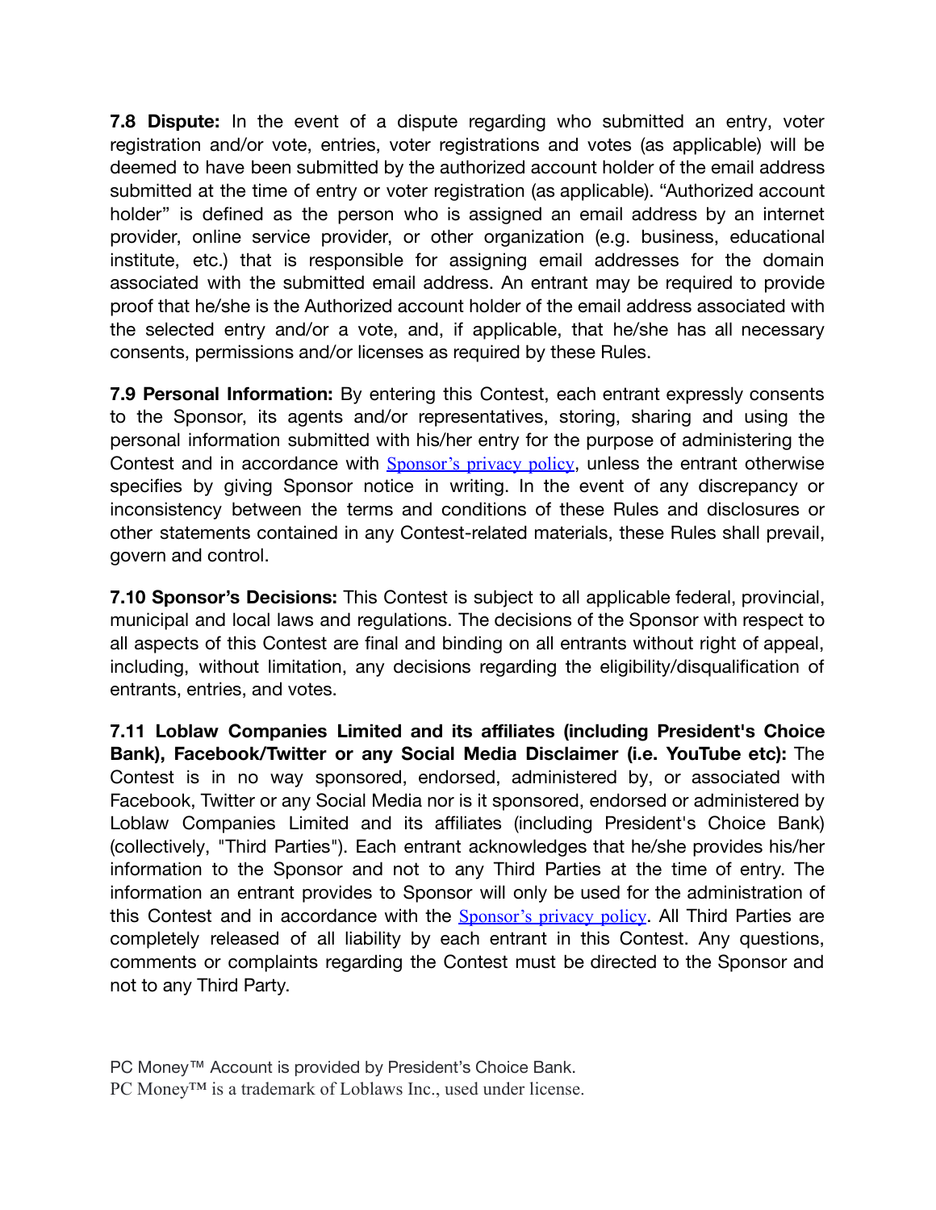**7.8 Dispute:** In the event of a dispute regarding who submitted an entry, voter registration and/or vote, entries, voter registrations and votes (as applicable) will be deemed to have been submitted by the authorized account holder of the email address submitted at the time of entry or voter registration (as applicable). "Authorized account holder" is defined as the person who is assigned an email address by an internet provider, online service provider, or other organization (e.g. business, educational institute, etc.) that is responsible for assigning email addresses for the domain associated with the submitted email address. An entrant may be required to provide proof that he/she is the Authorized account holder of the email address associated with the selected entry and/or a vote, and, if applicable, that he/she has all necessary consents, permissions and/or licenses as required by these Rules.

**7.9 Personal Information:** By entering this Contest, each entrant expressly consents to the Sponsor, its agents and/or representatives, storing, sharing and using the personal information submitted with his/her entry for the purpose of administering the Contest and in accordance with Sponsor's privacy policy, unless the entrant otherwise specifies by giving Sponsor notice in writing. In the event of any discrepancy or inconsistency between the terms and conditions of these Rules and disclosures or other statements contained in any Contest-related materials, these Rules shall prevail, govern and control.

**7.10 Sponsor's Decisions:** This Contest is subject to all applicable federal, provincial, municipal and local laws and regulations. The decisions of the Sponsor with respect to all aspects of this Contest are final and binding on all entrants without right of appeal, including, without limitation, any decisions regarding the eligibility/disqualification of entrants, entries, and votes.

**7.11 Loblaw Companies Limited and its affiliates (including President's Choice Bank), Facebook/Twitter or any Social Media Disclaimer (i.e. YouTube etc):** The Contest is in no way sponsored, endorsed, administered by, or associated with Facebook, Twitter or any Social Media nor is it sponsored, endorsed or administered by Loblaw Companies Limited and its affiliates (including President's Choice Bank) (collectively, "Third Parties"). Each entrant acknowledges that he/she provides his/her information to the Sponsor and not to any Third Parties at the time of entry. The information an entrant provides to Sponsor will only be used for the administration of this Contest and in accordance with the Sponsor's privacy policy. All Third Parties are completely released of all liability by each entrant in this Contest. Any questions, comments or complaints regarding the Contest must be directed to the Sponsor and not to any Third Party.

PC Money™ Account is provided by President's Choice Bank.
PC Money™ is a trademark of Loblaws Inc., used under license.